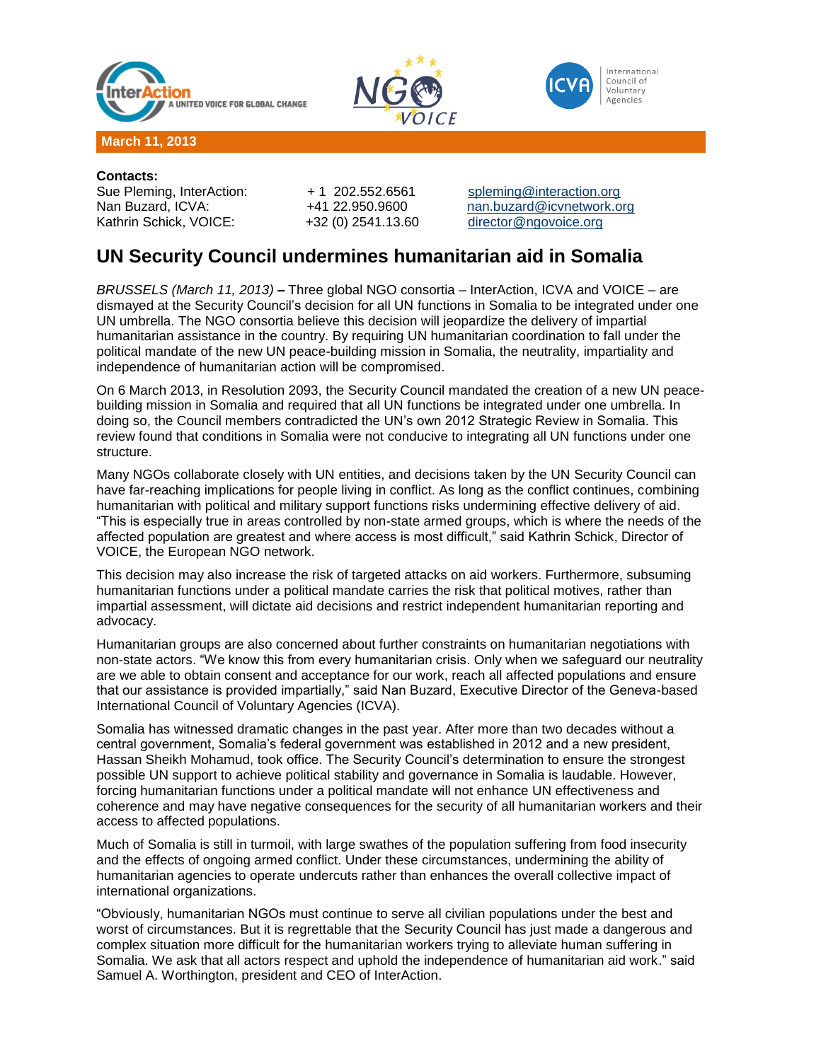**March 11, 2013**

**Contacts:**

| | | |
|---|---|---|
| Sue Pleming, InterAction: | + 1 202.552.6561 | spleming@interaction.org |
| Nan Buzard, ICVA: | +41 22.950.9600 | nan.buzard@icvnetwork.org |
| Kathrin Schick, VOICE: | +32 (0) 2541.13.60 | director@ngovoice.org |

# UN Security Council undermines humanitarian aid in Somalia

*BRUSSELS (March 11, 2013)* **–** Three global NGO consortia – InterAction, ICVA and VOICE – are dismayed at the Security Council's decision for all UN functions in Somalia to be integrated under one UN umbrella. The NGO consortia believe this decision will jeopardize the delivery of impartial humanitarian assistance in the country. By requiring UN humanitarian coordination to fall under the political mandate of the new UN peace-building mission in Somalia, the neutrality, impartiality and independence of humanitarian action will be compromised.

On 6 March 2013, in Resolution 2093, the Security Council mandated the creation of a new UN peace-building mission in Somalia and required that all UN functions be integrated under one umbrella. In doing so, the Council members contradicted the UN's own 2012 Strategic Review in Somalia. This review found that conditions in Somalia were not conducive to integrating all UN functions under one structure.

Many NGOs collaborate closely with UN entities, and decisions taken by the UN Security Council can have far-reaching implications for people living in conflict. As long as the conflict continues, combining humanitarian with political and military support functions risks undermining effective delivery of aid. "This is especially true in areas controlled by non-state armed groups, which is where the needs of the affected population are greatest and where access is most difficult," said Kathrin Schick, Director of VOICE, the European NGO network.

This decision may also increase the risk of targeted attacks on aid workers. Furthermore, subsuming humanitarian functions under a political mandate carries the risk that political motives, rather than impartial assessment, will dictate aid decisions and restrict independent humanitarian reporting and advocacy.

Humanitarian groups are also concerned about further constraints on humanitarian negotiations with non-state actors. "We know this from every humanitarian crisis. Only when we safeguard our neutrality are we able to obtain consent and acceptance for our work, reach all affected populations and ensure that our assistance is provided impartially," said Nan Buzard, Executive Director of the Geneva-based International Council of Voluntary Agencies (ICVA).

Somalia has witnessed dramatic changes in the past year. After more than two decades without a central government, Somalia's federal government was established in 2012 and a new president, Hassan Sheikh Mohamud, took office. The Security Council's determination to ensure the strongest possible UN support to achieve political stability and governance in Somalia is laudable. However, forcing humanitarian functions under a political mandate will not enhance UN effectiveness and coherence and may have negative consequences for the security of all humanitarian workers and their access to affected populations.

Much of Somalia is still in turmoil, with large swathes of the population suffering from food insecurity and the effects of ongoing armed conflict. Under these circumstances, undermining the ability of humanitarian agencies to operate undercuts rather than enhances the overall collective impact of international organizations.

"Obviously, humanitarian NGOs must continue to serve all civilian populations under the best and worst of circumstances. But it is regrettable that the Security Council has just made a dangerous and complex situation more difficult for the humanitarian workers trying to alleviate human suffering in Somalia. We ask that all actors respect and uphold the independence of humanitarian aid work." said Samuel A. Worthington, president and CEO of InterAction.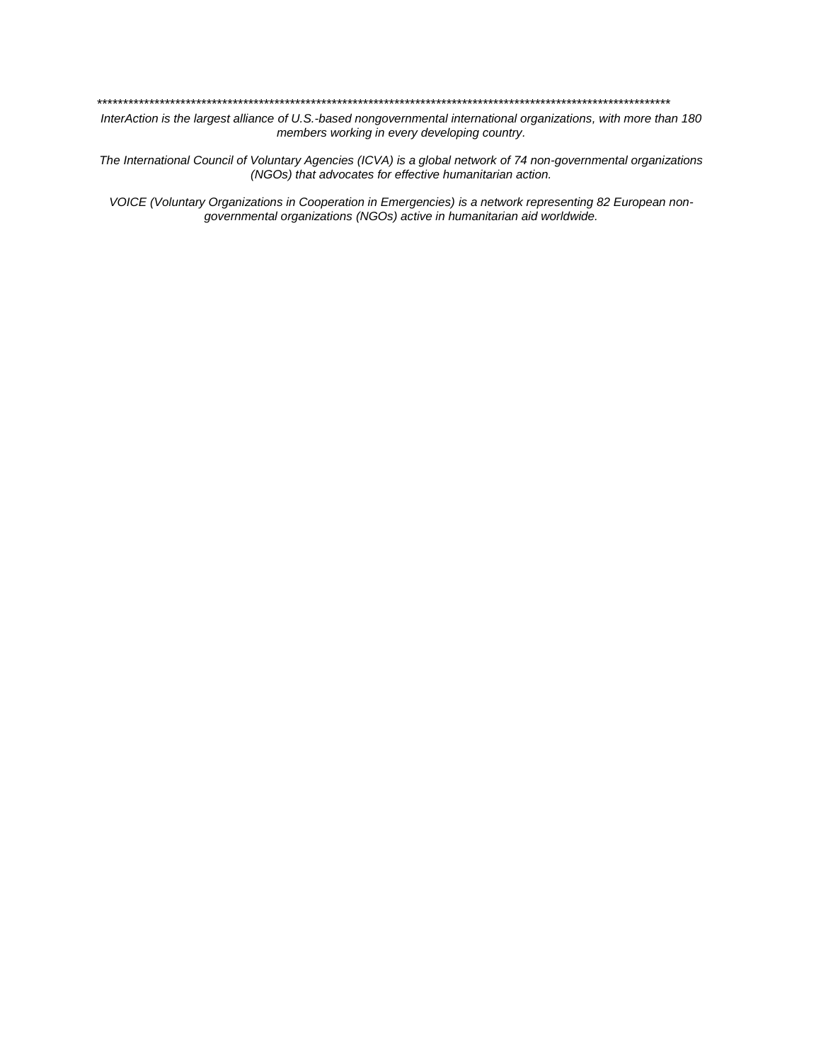*****************************************************************************************************************

*InterAction is the largest alliance of U.S.-based nongovernmental international organizations, with more than 180 members working in every developing country.*

*The International Council of Voluntary Agencies (ICVA) is a global network of 74 non-governmental organizations (NGOs) that advocates for effective humanitarian action.*

*VOICE (Voluntary Organizations in Cooperation in Emergencies) is a network representing 82 European non-governmental organizations (NGOs) active in humanitarian aid worldwide.*